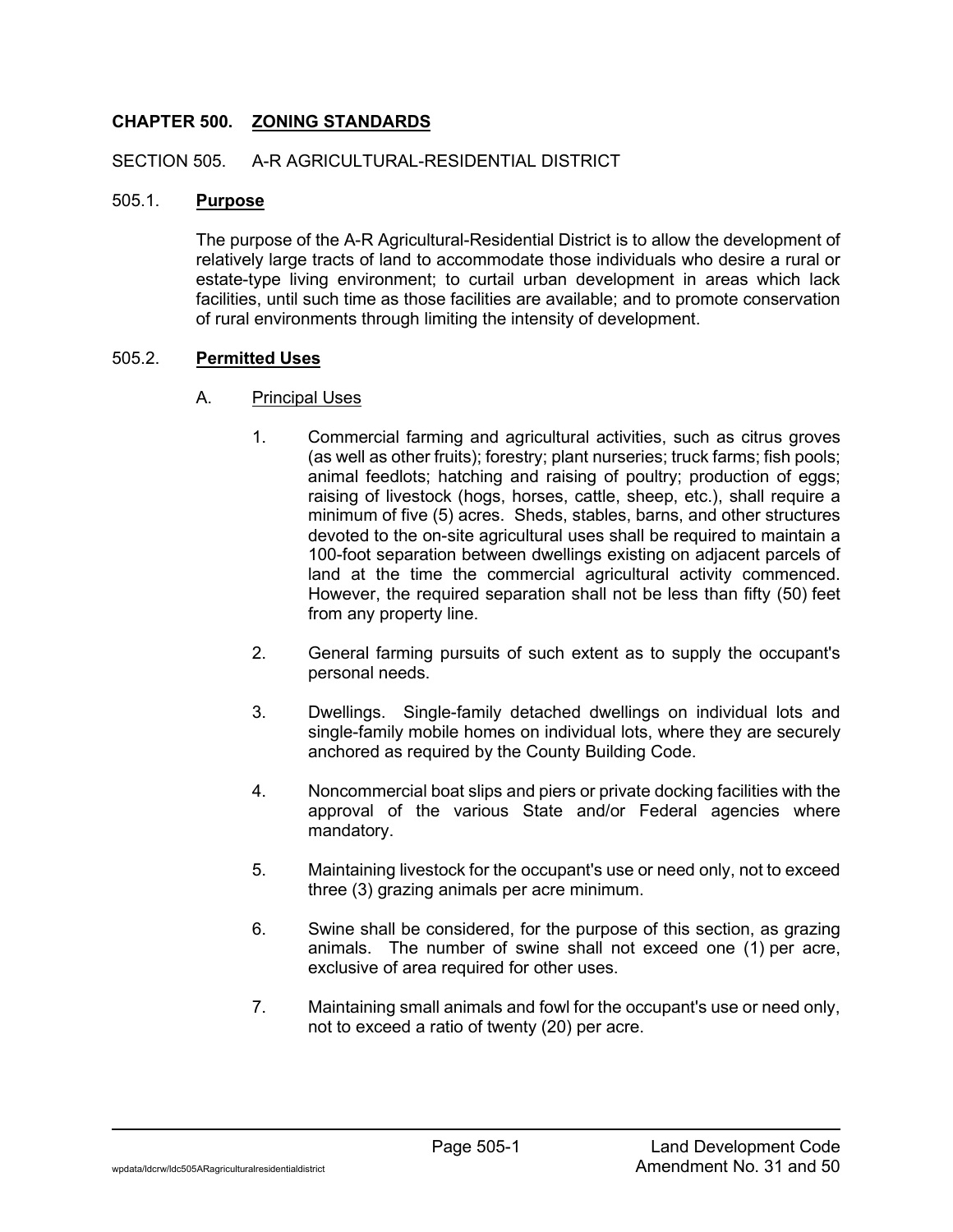# CHAPTER 500. ZONING STANDARDS

## SECTION 505. A-R AGRICULTURAL-RESIDENTIAL DISTRICT

### 505.1. **Purpose**

The purpose of the A-R Agricultural-Residential District is to allow the development of relatively large tracts of land to accommodate those individuals who desire a rural or estate-type living environment; to curtail urban development in areas which lack facilities, until such time as those facilities are available; and to promote conservation of rural environments through limiting the intensity of development.

### 505.2. **Permitted Uses**

A. Principal Uses

1. Commercial farming and agricultural activities, such as citrus groves (as well as other fruits); forestry; plant nurseries; truck farms; fish pools; animal feedlots; hatching and raising of poultry; production of eggs; raising of livestock (hogs, horses, cattle, sheep, etc.), shall require a minimum of five (5) acres. Sheds, stables, barns, and other structures devoted to the on-site agricultural uses shall be required to maintain a 100-foot separation between dwellings existing on adjacent parcels of land at the time the commercial agricultural activity commenced. However, the required separation shall not be less than fifty (50) feet from any property line.

2. General farming pursuits of such extent as to supply the occupant's personal needs.

3. Dwellings. Single-family detached dwellings on individual lots and single-family mobile homes on individual lots, where they are securely anchored as required by the County Building Code.

4. Noncommercial boat slips and piers or private docking facilities with the approval of the various State and/or Federal agencies where mandatory.

5. Maintaining livestock for the occupant's use or need only, not to exceed three (3) grazing animals per acre minimum.

6. Swine shall be considered, for the purpose of this section, as grazing animals. The number of swine shall not exceed one (1) per acre, exclusive of area required for other uses.

7. Maintaining small animals and fowl for the occupant's use or need only, not to exceed a ratio of twenty (20) per acre.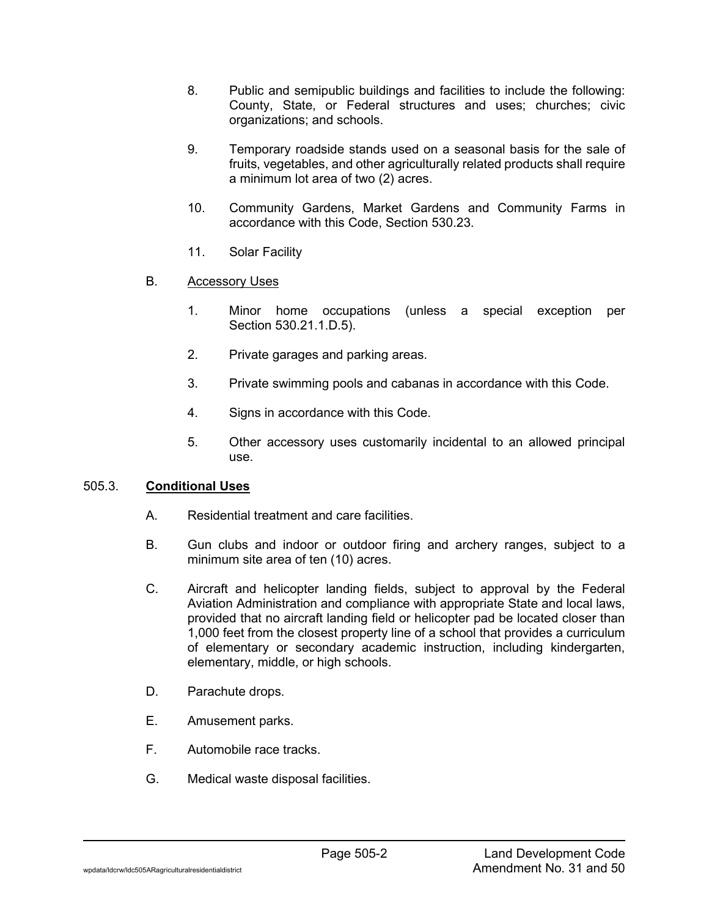8. Public and semipublic buildings and facilities to include the following: County, State, or Federal structures and uses; churches; civic organizations; and schools.

9. Temporary roadside stands used on a seasonal basis for the sale of fruits, vegetables, and other agriculturally related products shall require a minimum lot area of two (2) acres.

10. Community Gardens, Market Gardens and Community Farms in accordance with this Code, Section 530.23.

11. Solar Facility

B. Accessory Uses

1. Minor home occupations (unless a special exception per Section 530.21.1.D.5).

2. Private garages and parking areas.

3. Private swimming pools and cabanas in accordance with this Code.

4. Signs in accordance with this Code.

5. Other accessory uses customarily incidental to an allowed principal use.

### 505.3. **Conditional Uses**

A. Residential treatment and care facilities.

B. Gun clubs and indoor or outdoor firing and archery ranges, subject to a minimum site area of ten (10) acres.

C. Aircraft and helicopter landing fields, subject to approval by the Federal Aviation Administration and compliance with appropriate State and local laws, provided that no aircraft landing field or helicopter pad be located closer than 1,000 feet from the closest property line of a school that provides a curriculum of elementary or secondary academic instruction, including kindergarten, elementary, middle, or high schools.

D. Parachute drops.

E. Amusement parks.

F. Automobile race tracks.

G. Medical waste disposal facilities.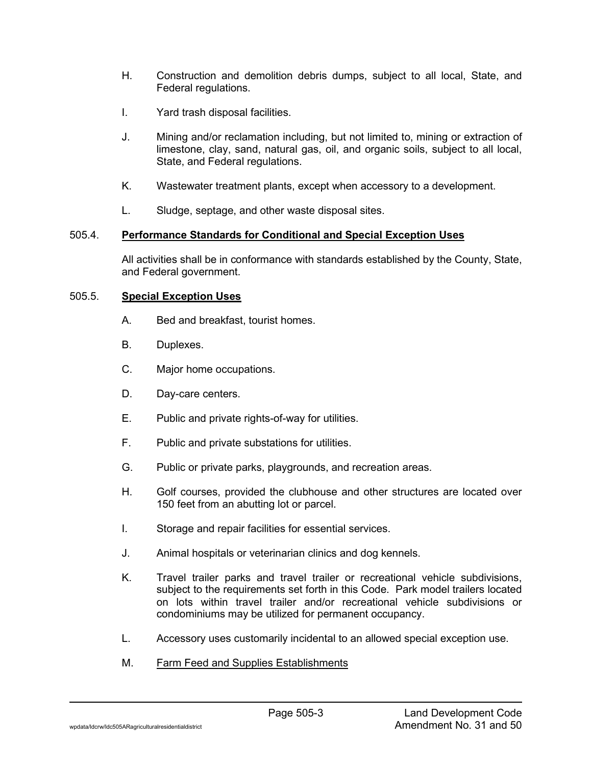H. Construction and demolition debris dumps, subject to all local, State, and Federal regulations.

I. Yard trash disposal facilities.

J. Mining and/or reclamation including, but not limited to, mining or extraction of limestone, clay, sand, natural gas, oil, and organic soils, subject to all local, State, and Federal regulations.

K. Wastewater treatment plants, except when accessory to a development.

L. Sludge, septage, and other waste disposal sites.

### 505.4. <u>**Performance Standards for Conditional and Special Exception Uses**</u>

All activities shall be in conformance with standards established by the County, State, and Federal government.

### 505.5. <u>**Special Exception Uses**</u>

A. Bed and breakfast, tourist homes.

B. Duplexes.

C. Major home occupations.

D. Day-care centers.

E. Public and private rights-of-way for utilities.

F. Public and private substations for utilities.

G. Public or private parks, playgrounds, and recreation areas.

H. Golf courses, provided the clubhouse and other structures are located over 150 feet from an abutting lot or parcel.

I. Storage and repair facilities for essential services.

J. Animal hospitals or veterinarian clinics and dog kennels.

K. Travel trailer parks and travel trailer or recreational vehicle subdivisions, subject to the requirements set forth in this Code. Park model trailers located on lots within travel trailer and/or recreational vehicle subdivisions or condominiums may be utilized for permanent occupancy.

L. Accessory uses customarily incidental to an allowed special exception use.

M. <u>Farm Feed and Supplies Establishments</u>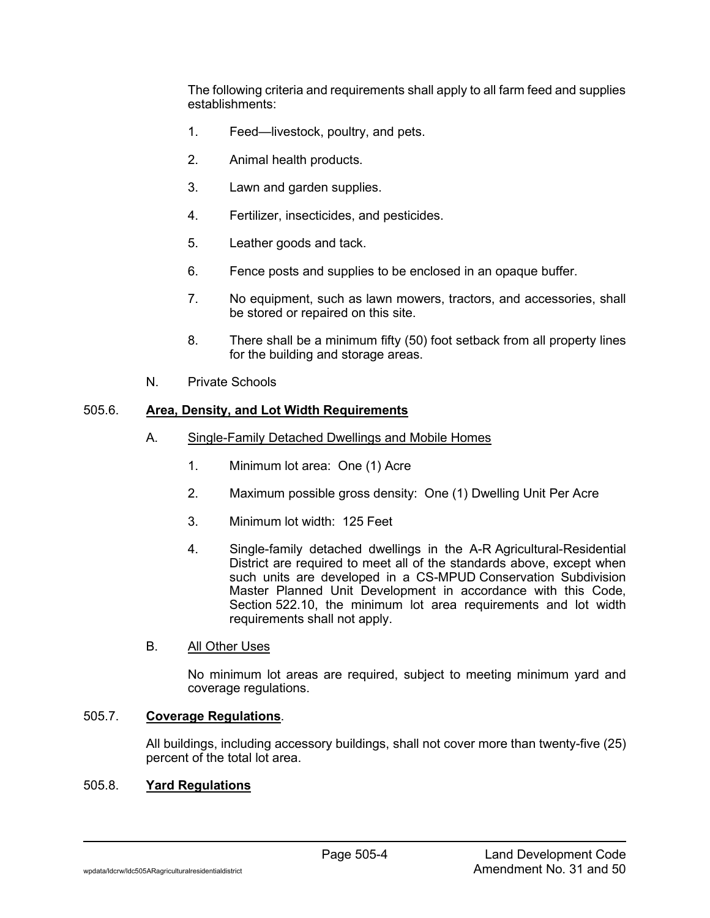The following criteria and requirements shall apply to all farm feed and supplies establishments:

1. Feed—livestock, poultry, and pets.
2. Animal health products.
3. Lawn and garden supplies.
4. Fertilizer, insecticides, and pesticides.
5. Leather goods and tack.
6. Fence posts and supplies to be enclosed in an opaque buffer.
7. No equipment, such as lawn mowers, tractors, and accessories, shall be stored or repaired on this site.
8. There shall be a minimum fifty (50) foot setback from all property lines for the building and storage areas.

N. Private Schools

## 505.6. **Area, Density, and Lot Width Requirements**

A. Single-Family Detached Dwellings and Mobile Homes

1. Minimum lot area: One (1) Acre
2. Maximum possible gross density: One (1) Dwelling Unit Per Acre
3. Minimum lot width: 125 Feet
4. Single-family detached dwellings in the A-R Agricultural-Residential District are required to meet all of the standards above, except when such units are developed in a CS-MPUD Conservation Subdivision Master Planned Unit Development in accordance with this Code, Section 522.10, the minimum lot area requirements and lot width requirements shall not apply.

B. All Other Uses

No minimum lot areas are required, subject to meeting minimum yard and coverage regulations.

## 505.7. **Coverage Regulations**.

All buildings, including accessory buildings, shall not cover more than twenty-five (25) percent of the total lot area.

## 505.8. **Yard Regulations**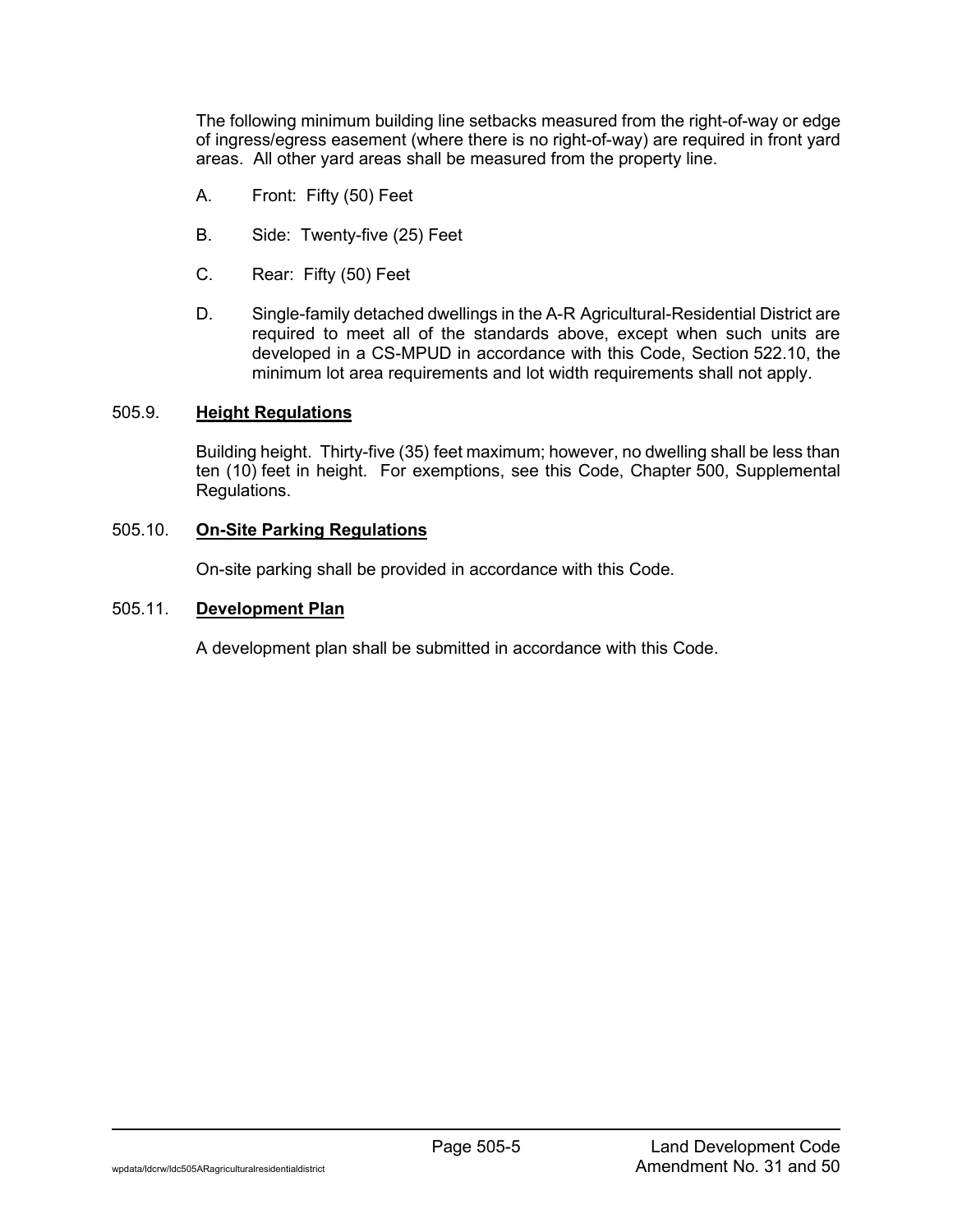The following minimum building line setbacks measured from the right-of-way or edge of ingress/egress easement (where there is no right-of-way) are required in front yard areas. All other yard areas shall be measured from the property line.

A. Front: Fifty (50) Feet

B. Side: Twenty-five (25) Feet

C. Rear: Fifty (50) Feet

D. Single-family detached dwellings in the A-R Agricultural-Residential District are required to meet all of the standards above, except when such units are developed in a CS-MPUD in accordance with this Code, Section 522.10, the minimum lot area requirements and lot width requirements shall not apply.

505.9. **Height Regulations**

Building height. Thirty-five (35) feet maximum; however, no dwelling shall be less than ten (10) feet in height. For exemptions, see this Code, Chapter 500, Supplemental Regulations.

505.10. **On-Site Parking Regulations**

On-site parking shall be provided in accordance with this Code.

505.11. **Development Plan**

A development plan shall be submitted in accordance with this Code.